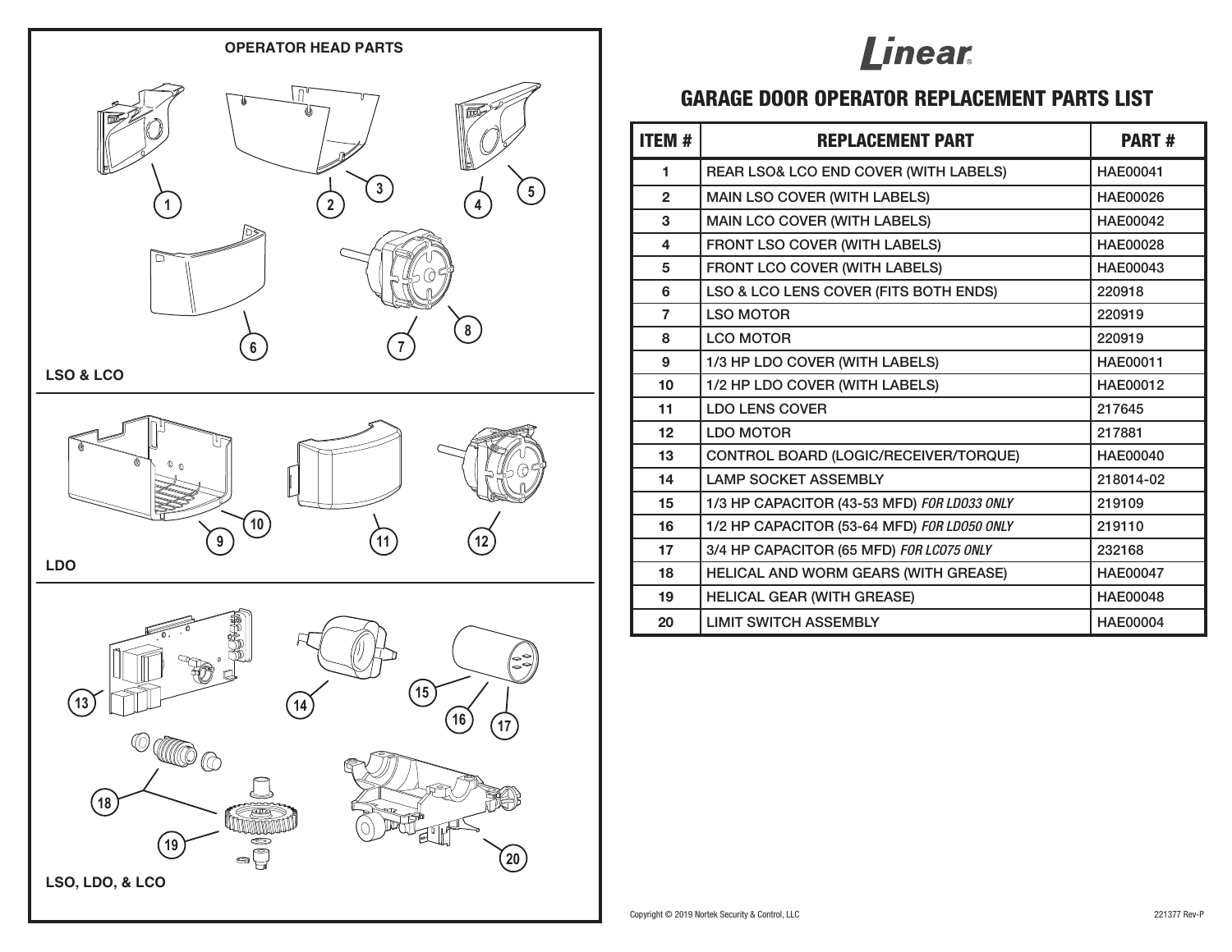## OPERATOR HEAD PARTS

1
2
3
4
5
6
7
8

LSO & LCO

9
10
11
12

LDO

13
14
15
16
17
18
19
20

LSO, LDO, & LCO

# Linear

## GARAGE DOOR OPERATOR REPLACEMENT PARTS LIST

| ITEM # | REPLACEMENT PART | PART # |
|---|---|---|
| 1 | REAR LSO& LCO END COVER (WITH LABELS) | HAE00041 |
| 2 | MAIN LSO COVER (WITH LABELS) | HAE00026 |
| 3 | MAIN LCO COVER (WITH LABELS) | HAE00042 |
| 4 | FRONT LSO COVER (WITH LABELS) | HAE00028 |
| 5 | FRONT LCO COVER (WITH LABELS) | HAE00043 |
| 6 | LSO & LCO LENS COVER (FITS BOTH ENDS) | 220918 |
| 7 | LSO MOTOR | 220919 |
| 8 | LCO MOTOR | 220919 |
| 9 | 1/3 HP LDO COVER (WITH LABELS) | HAE00011 |
| 10 | 1/2 HP LDO COVER (WITH LABELS) | HAE00012 |
| 11 | LDO LENS COVER | 217645 |
| 12 | LDO MOTOR | 217881 |
| 13 | CONTROL BOARD (LOGIC/RECEIVER/TORQUE) | HAE00040 |
| 14 | LAMP SOCKET ASSEMBLY | 218014-02 |
| 15 | 1/3 HP CAPACITOR (43-53 MFD) *FOR LDO33 ONLY* | 219109 |
| 16 | 1/2 HP CAPACITOR (53-64 MFD) *FOR LDO50 ONLY* | 219110 |
| 17 | 3/4 HP CAPACITOR (65 MFD) *FOR LCO75 ONLY* | 232168 |
| 18 | HELICAL AND WORM GEARS (WITH GREASE) | HAE00047 |
| 19 | HELICAL GEAR (WITH GREASE) | HAE00048 |
| 20 | LIMIT SWITCH ASSEMBLY | HAE00004 |

Copyright © 2019 Nortek Security & Control, LLC

221377 Rev-P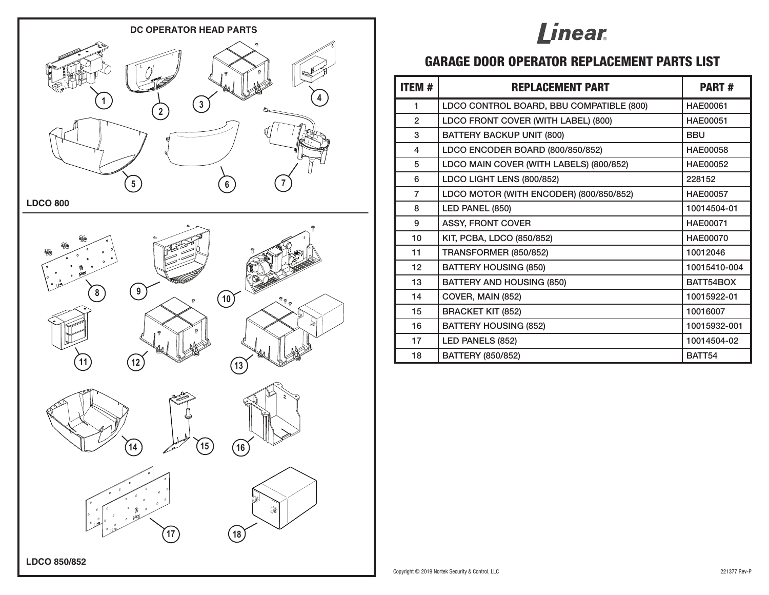## DC OPERATOR HEAD PARTS

**LDCO 800**

**LDCO 850/852**

# Linear

## GARAGE DOOR OPERATOR REPLACEMENT PARTS LIST

| ITEM # | REPLACEMENT PART | PART # |
|---|---|---|
| 1 | LDCO CONTROL BOARD, BBU COMPATIBLE (800) | HAE00061 |
| 2 | LDCO FRONT COVER (WITH LABEL) (800) | HAE00051 |
| 3 | BATTERY BACKUP UNIT (800) | BBU |
| 4 | LDCO ENCODER BOARD (800/850/852) | HAE00058 |
| 5 | LDCO MAIN COVER (WITH LABELS) (800/852) | HAE00052 |
| 6 | LDCO LIGHT LENS (800/852) | 228152 |
| 7 | LDCO MOTOR (WITH ENCODER) (800/850/852) | HAE00057 |
| 8 | LED PANEL (850) | 10014504-01 |
| 9 | ASSY, FRONT COVER | HAE00071 |
| 10 | KIT, PCBA, LDCO (850/852) | HAE00070 |
| 11 | TRANSFORMER (850/852) | 10012046 |
| 12 | BATTERY HOUSING (850) | 10015410-004 |
| 13 | BATTERY AND HOUSING (850) | BATT54BOX |
| 14 | COVER, MAIN (852) | 10015922-01 |
| 15 | BRACKET KIT (852) | 10016007 |
| 16 | BATTERY HOUSING (852) | 10015932-001 |
| 17 | LED PANELS (852) | 10014504-02 |
| 18 | BATTERY (850/852) | BATT54 |

Copyright © 2019 Nortek Security & Control, LLC

221377 Rev-P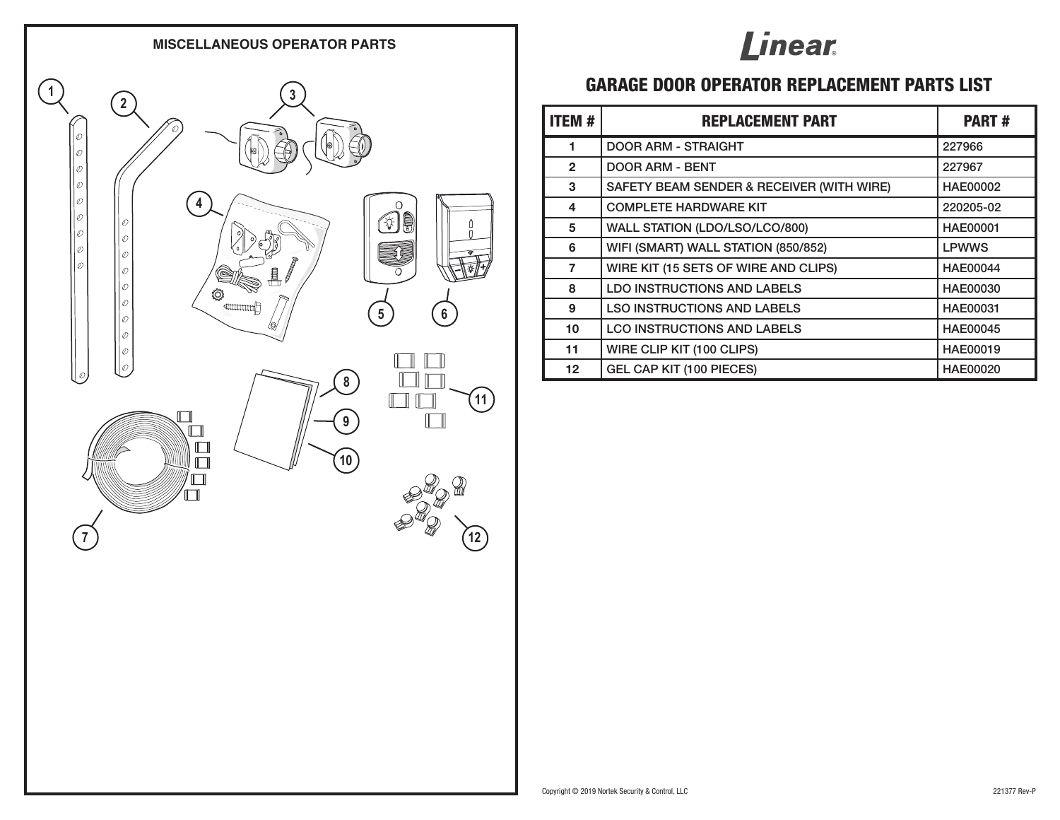## MISCELLANEOUS OPERATOR PARTS

1

2

3

4

5

6

7

8

9

10

11

12

# Linear

## GARAGE DOOR OPERATOR REPLACEMENT PARTS LIST

| ITEM # | REPLACEMENT PART | PART # |
|---|---|---|
| 1 | DOOR ARM - STRAIGHT | 227966 |
| 2 | DOOR ARM - BENT | 227967 |
| 3 | SAFETY BEAM SENDER & RECEIVER (WITH WIRE) | HAE00002 |
| 4 | COMPLETE HARDWARE KIT | 220205-02 |
| 5 | WALL STATION (LDO/LSO/LCO/800) | HAE00001 |
| 6 | WIFI (SMART) WALL STATION (850/852) | LPWWS |
| 7 | WIRE KIT (15 SETS OF WIRE AND CLIPS) | HAE00044 |
| 8 | LDO INSTRUCTIONS AND LABELS | HAE00030 |
| 9 | LSO INSTRUCTIONS AND LABELS | HAE00031 |
| 10 | LCO INSTRUCTIONS AND LABELS | HAE00045 |
| 11 | WIRE CLIP KIT (100 CLIPS) | HAE00019 |
| 12 | GEL CAP KIT (100 PIECES) | HAE00020 |

Copyright © 2019 Nortek Security & Control, LLC

221377 Rev-P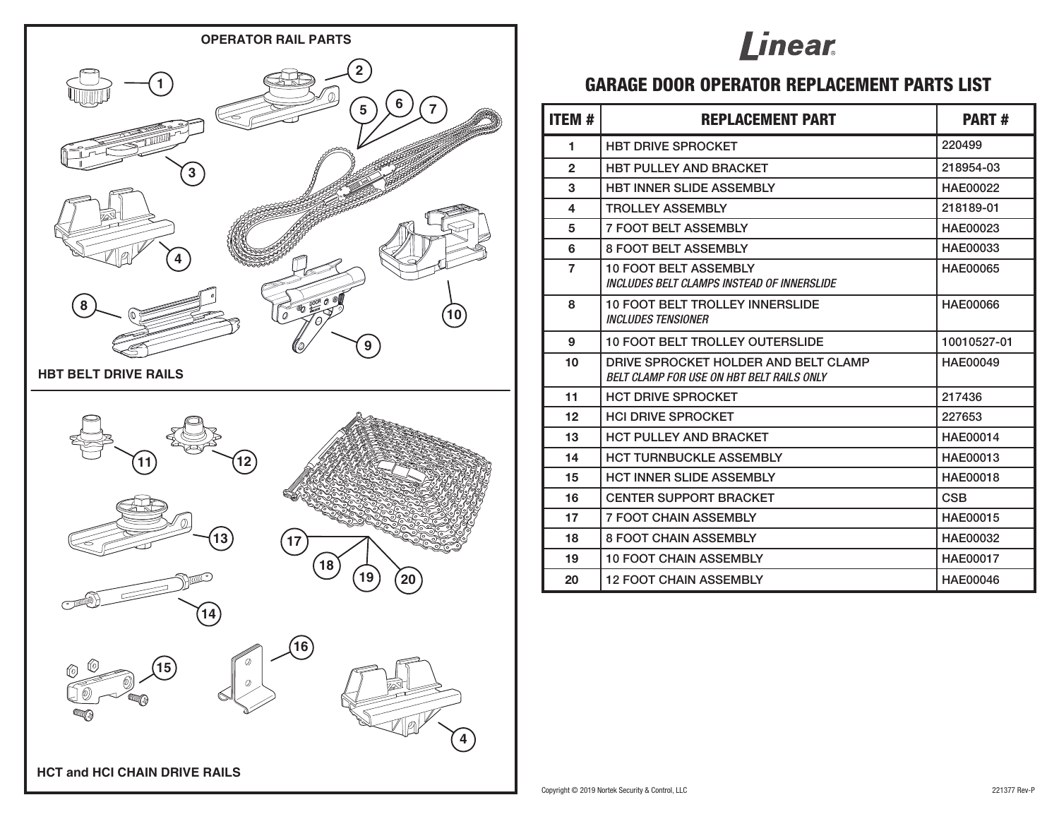**OPERATOR RAIL PARTS**

**HBT BELT DRIVE RAILS**

**HCT and HCI CHAIN DRIVE RAILS**

# Linear

## GARAGE DOOR OPERATOR REPLACEMENT PARTS LIST

| ITEM # | REPLACEMENT PART | PART # |
|---|---|---|
| 1 | HBT DRIVE SPROCKET | 220499 |
| 2 | HBT PULLEY AND BRACKET | 218954-03 |
| 3 | HBT INNER SLIDE ASSEMBLY | HAE00022 |
| 4 | TROLLEY ASSEMBLY | 218189-01 |
| 5 | 7 FOOT BELT ASSEMBLY | HAE00023 |
| 6 | 8 FOOT BELT ASSEMBLY | HAE00033 |
| 7 | 10 FOOT BELT ASSEMBLY *INCLUDES BELT CLAMPS INSTEAD OF INNERSLIDE* | HAE00065 |
| 8 | 10 FOOT BELT TROLLEY INNERSLIDE *INCLUDES TENSIONER* | HAE00066 |
| 9 | 10 FOOT BELT TROLLEY OUTERSLIDE | 10010527-01 |
| 10 | DRIVE SPROCKET HOLDER AND BELT CLAMP *BELT CLAMP FOR USE ON HBT BELT RAILS ONLY* | HAE00049 |
| 11 | HCT DRIVE SPROCKET | 217436 |
| 12 | HCI DRIVE SPROCKET | 227653 |
| 13 | HCT PULLEY AND BRACKET | HAE00014 |
| 14 | HCT TURNBUCKLE ASSEMBLY | HAE00013 |
| 15 | HCT INNER SLIDE ASSEMBLY | HAE00018 |
| 16 | CENTER SUPPORT BRACKET | CSB |
| 17 | 7 FOOT CHAIN ASSEMBLY | HAE00015 |
| 18 | 8 FOOT CHAIN ASSEMBLY | HAE00032 |
| 19 | 10 FOOT CHAIN ASSEMBLY | HAE00017 |
| 20 | 12 FOOT CHAIN ASSEMBLY | HAE00046 |

Copyright © 2019 Nortek Security & Control, LLC

221377 Rev-P